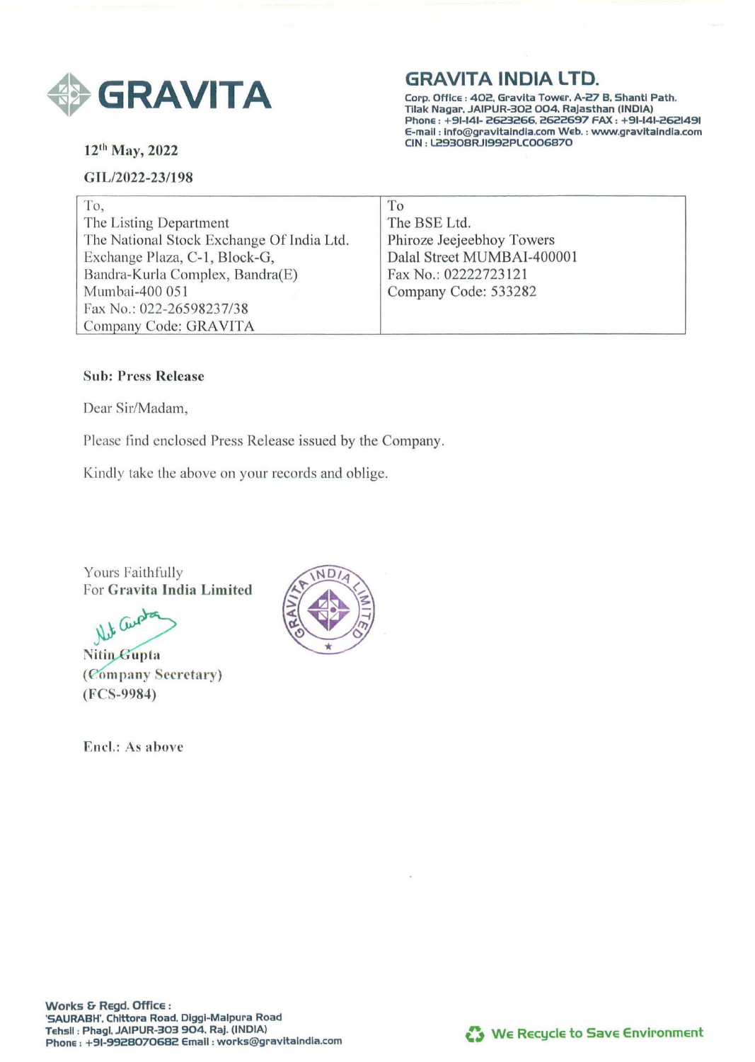# GRAVITA

## GRAVITA INDIA LTD.

Corp. Office : 402, Gravita Tower, A-27 B, Shanti Path, Tilak Nagar, JAIPUR-302 004, Rajasthan (INDIA)
Phone : +91-141- 2623266, 2622697 FAX : +91-141-2621491
E-mail : info@gravitaindia.com Web. : www.gravitaindia.com
CIN : L29308RJ1992PLC006870

12th May, 2022

GIL/2022-23/198

| To, | To |
|---|---|
| The Listing Department<br>The National Stock Exchange Of India Ltd.<br>Exchange Plaza, C-1, Block-G,<br>Bandra-Kurla Complex, Bandra(E)<br>Mumbai-400 051<br>Fax No.: 022-26598237/38<br>Company Code: GRAVITA | The BSE Ltd.<br>Phiroze Jeejeebhoy Towers<br>Dalal Street MUMBAI-400001<br>Fax No.: 02222723121<br>Company Code: 533282 |

**Sub: Press Release**

Dear Sir/Madam,

Please find enclosed Press Release issued by the Company.

Kindly take the above on your records and oblige.

Yours Faithfully
For **Gravita India Limited**

Nitin Gupta
(Company Secretary)
(FCS-9984)

Encl.: As above

Works & Regd. Office :
'SAURABH', Chittora Road, Diggi-Malpura Road
Tehsil : Phagi, JAIPUR-303 904, Raj. (INDIA)
Phone : +91-9928070682 Email : works@gravitaindia.com

We Recycle to Save Environment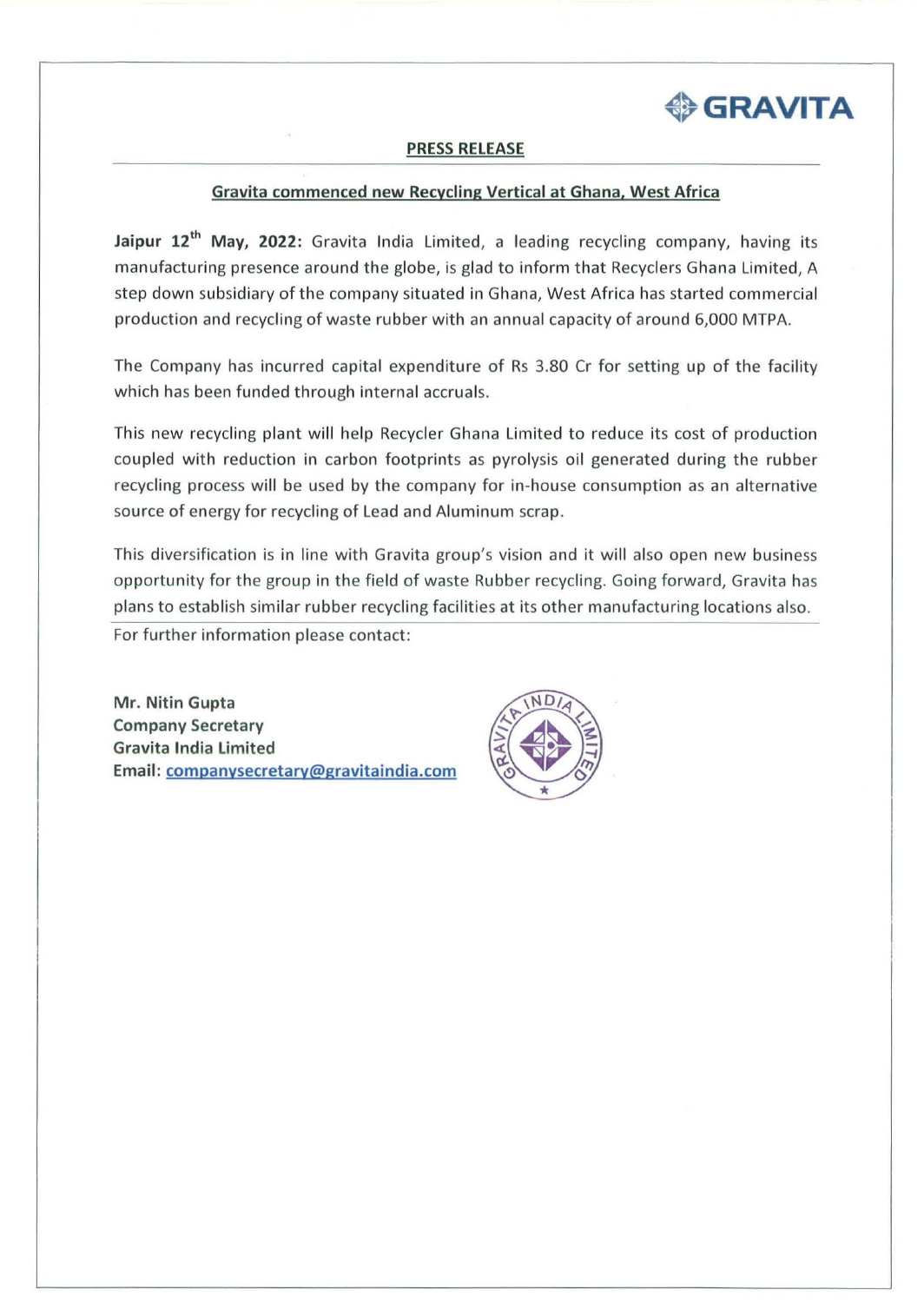GRAVITA

## PRESS RELEASE

### Gravita commenced new Recycling Vertical at Ghana, West Africa

**Jaipur 12th May, 2022:** Gravita India Limited, a leading recycling company, having its manufacturing presence around the globe, is glad to inform that Recyclers Ghana Limited, A step down subsidiary of the company situated in Ghana, West Africa has started commercial production and recycling of waste rubber with an annual capacity of around 6,000 MTPA.

The Company has incurred capital expenditure of Rs 3.80 Cr for setting up of the facility which has been funded through internal accruals.

This new recycling plant will help Recycler Ghana Limited to reduce its cost of production coupled with reduction in carbon footprints as pyrolysis oil generated during the rubber recycling process will be used by the company for in-house consumption as an alternative source of energy for recycling of Lead and Aluminum scrap.

This diversification is in line with Gravita group's vision and it will also open new business opportunity for the group in the field of waste Rubber recycling. Going forward, Gravita has plans to establish similar rubber recycling facilities at its other manufacturing locations also.

For further information please contact:

**Mr. Nitin Gupta**
**Company Secretary**
**Gravita India Limited**
**Email:** companysecretary@gravitaindia.com